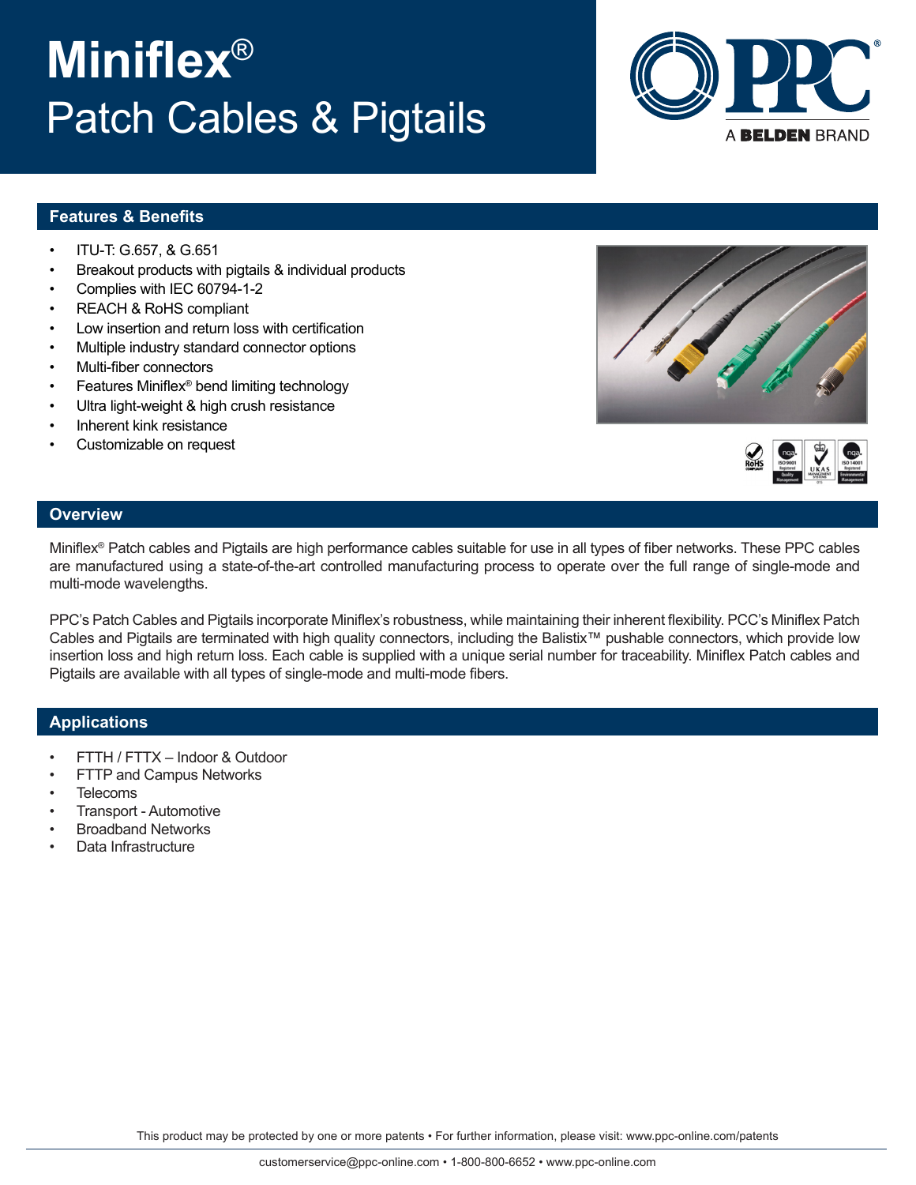# Miniflex®
# Patch Cables & Pigtails

PPC A BELDEN BRAND

## Features & Benefits

- ITU-T: G.657, & G.651
- Breakout products with pigtails & individual products
- Complies with IEC 60794-1-2
- REACH & RoHS compliant
- Low insertion and return loss with certification
- Multiple industry standard connector options
- Multi-fiber connectors
- Features Miniflex® bend limiting technology
- Ultra light-weight & high crush resistance
- Inherent kink resistance
- Customizable on request

## Overview

Miniflex® Patch cables and Pigtails are high performance cables suitable for use in all types of fiber networks. These PPC cables are manufactured using a state-of-the-art controlled manufacturing process to operate over the full range of single-mode and multi-mode wavelengths.

PPC's Patch Cables and Pigtails incorporate Miniflex's robustness, while maintaining their inherent flexibility. PCC's Miniflex Patch Cables and Pigtails are terminated with high quality connectors, including the Balistix™ pushable connectors, which provide low insertion loss and high return loss. Each cable is supplied with a unique serial number for traceability. Miniflex Patch cables and Pigtails are available with all types of single-mode and multi-mode fibers.

## Applications

- FTTH / FTTX – Indoor & Outdoor
- FTTP and Campus Networks
- Telecoms
- Transport - Automotive
- Broadband Networks
- Data Infrastructure

This product may be protected by one or more patents • For further information, please visit: www.ppc-online.com/patents

customerservice@ppc-online.com • 1-800-800-6652 • www.ppc-online.com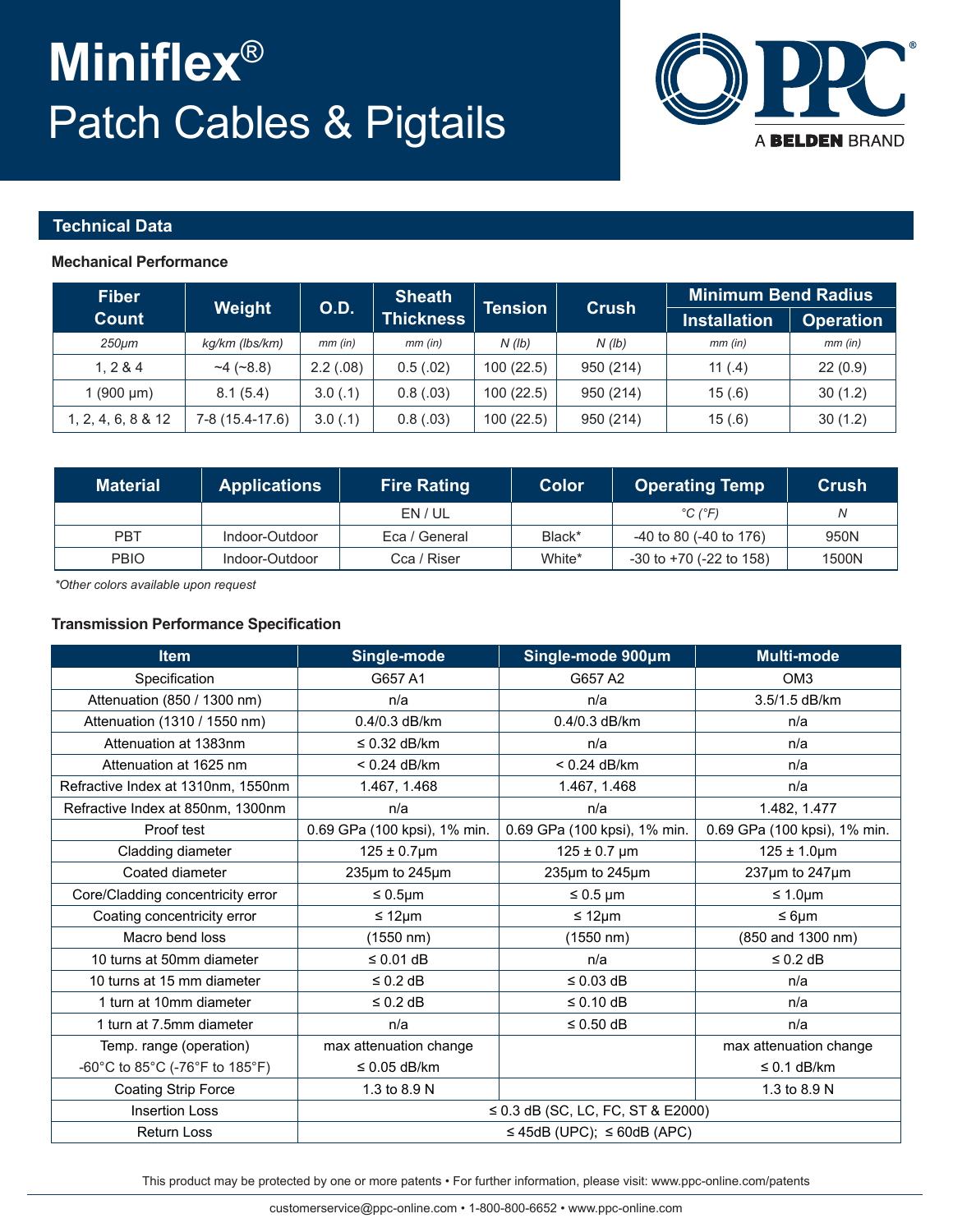# Miniflex®

# Patch Cables & Pigtails

A BELDEN BRAND

## Technical Data

### Mechanical Performance

| Fiber Count | Weight | O.D. | Sheath Thickness | Tension | Crush | Minimum Bend Radius | |
|---|---|---|---|---|---|---|---|
| | | | | | | Installation | Operation |
| *250µm* | *kg/km (lbs/km)* | *mm (in)* | *mm (in)* | *N (lb)* | *N (lb)* | *mm (in)* | *mm (in)* |
| 1, 2 & 4 | ~4 (~8.8) | 2.2 (.08) | 0.5 (.02) | 100 (22.5) | 950 (214) | 11 (.4) | 22 (0.9) |
| 1 (900 µm) | 8.1 (5.4) | 3.0 (.1) | 0.8 (.03) | 100 (22.5) | 950 (214) | 15 (.6) | 30 (1.2) |
| 1, 2, 4, 6, 8 & 12 | 7-8 (15.4-17.6) | 3.0 (.1) | 0.8 (.03) | 100 (22.5) | 950 (214) | 15 (.6) | 30 (1.2) |

| Material | Applications | Fire Rating | Color | Operating Temp | Crush |
|---|---|---|---|---|---|
| | | EN / UL | | *°C (°F)* | *N* |
| PBT | Indoor-Outdoor | Eca / General | Black* | -40 to 80 (-40 to 176) | 950N |
| PBIO | Indoor-Outdoor | Cca / Riser | White* | -30 to +70 (-22 to 158) | 1500N |

*\*Other colors available upon request*

### Transmission Performance Specification

| Item | Single-mode | Single-mode 900µm | Multi-mode |
|---|---|---|---|
| Specification | G657 A1 | G657 A2 | OM3 |
| Attenuation (850 / 1300 nm) | n/a | n/a | 3.5/1.5 dB/km |
| Attenuation (1310 / 1550 nm) | 0.4/0.3 dB/km | 0.4/0.3 dB/km | n/a |
| Attenuation at 1383nm | ≤ 0.32 dB/km | n/a | n/a |
| Attenuation at 1625 nm | < 0.24 dB/km | < 0.24 dB/km | n/a |
| Refractive Index at 1310nm, 1550nm | 1.467, 1.468 | 1.467, 1.468 | n/a |
| Refractive Index at 850nm, 1300nm | n/a | n/a | 1.482, 1.477 |
| Proof test | 0.69 GPa (100 kpsi), 1% min. | 0.69 GPa (100 kpsi), 1% min. | 0.69 GPa (100 kpsi), 1% min. |
| Cladding diameter | 125 ± 0.7µm | 125 ± 0.7 µm | 125 ± 1.0µm |
| Coated diameter | 235µm to 245µm | 235µm to 245µm | 237µm to 247µm |
| Core/Cladding concentricity error | ≤ 0.5µm | ≤ 0.5 µm | ≤ 1.0µm |
| Coating concentricity error | ≤ 12µm | ≤ 12µm | ≤ 6µm |
| Macro bend loss | (1550 nm) | (1550 nm) | (850 and 1300 nm) |
| 10 turns at 50mm diameter | ≤ 0.01 dB | n/a | ≤ 0.2 dB |
| 10 turns at 15 mm diameter | ≤ 0.2 dB | ≤ 0.03 dB | n/a |
| 1 turn at 10mm diameter | ≤ 0.2 dB | ≤ 0.10 dB | n/a |
| 1 turn at 7.5mm diameter | n/a | ≤ 0.50 dB | n/a |
| Temp. range (operation) -60°C to 85°C (-76°F to 185°F) | max attenuation change ≤ 0.05 dB/km | | max attenuation change ≤ 0.1 dB/km |
| Coating Strip Force | 1.3 to 8.9 N | | 1.3 to 8.9 N |
| Insertion Loss | ≤ 0.3 dB (SC, LC, FC, ST & E2000) | | |
| Return Loss | ≤ 45dB (UPC); ≤ 60dB (APC) | | |

This product may be protected by one or more patents • For further information, please visit: www.ppc-online.com/patents

customerservice@ppc-online.com • 1-800-800-6652 • www.ppc-online.com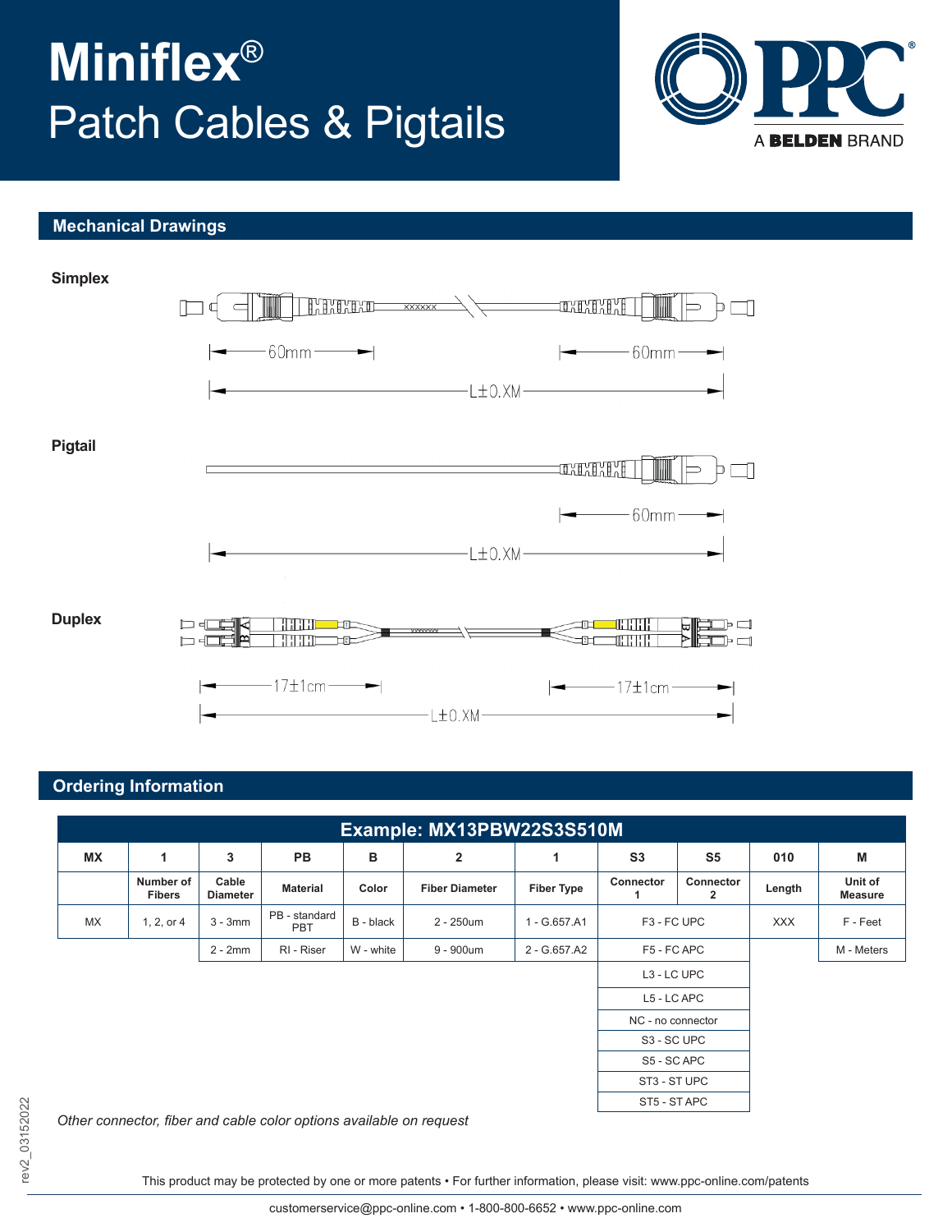# Miniflex®
## Patch Cables & Pigtails

A BELDEN BRAND

## Mechanical Drawings

**Simplex**

60mm
60mm
L±0.XM

**Pigtail**

60mm
L±0.XM

**Duplex**

17±1cm
17±1cm
L±0.XM

## Ordering Information

| Example: MX13PBW22S3S510M | | | | | | | | | | |
|---|---|---|---|---|---|---|---|---|---|---|
| MX | 1 | 3 | PB | B | 2 | 1 | S3 | S5 | 010 | M |
| | Number of Fibers | Cable Diameter | Material | Color | Fiber Diameter | Fiber Type | Connector 1 | Connector 2 | Length | Unit of Measure |
| MX | 1, 2, or 4 | 3 - 3mm | PB - standard PBT | B - black | 2 - 250um | 1 - G.657.A1 | F3 - FC UPC | | XXX | F - Feet |
| | | 2 - 2mm | RI - Riser | W - white | 9 - 900um | 2 - G.657.A2 | F5 - FC APC | | | M - Meters |
| | | | | | | | L3 - LC UPC | | | |
| | | | | | | | L5 - LC APC | | | |
| | | | | | | | NC - no connector | | | |
| | | | | | | | S3 - SC UPC | | | |
| | | | | | | | S5 - SC APC | | | |
| | | | | | | | ST3 - ST UPC | | | |
| | | | | | | | ST5 - ST APC | | | |

*Other connector, fiber and cable color options available on request*

rev2_03152022

This product may be protected by one or more patents • For further information, please visit: www.ppc-online.com/patents

customerservice@ppc-online.com • 1-800-800-6652 • www.ppc-online.com